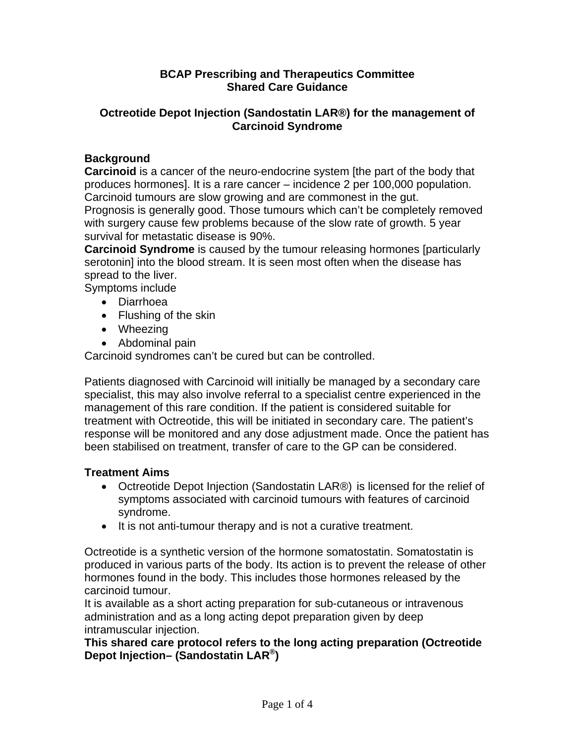**BCAP Prescribing and Therapeutics Committee**
**Shared Care Guidance**

# Octreotide Depot Injection (Sandostatin LAR®) for the management of Carcinoid Syndrome

## Background

**Carcinoid** is a cancer of the neuro-endocrine system [the part of the body that produces hormones]. It is a rare cancer – incidence 2 per 100,000 population. Carcinoid tumours are slow growing and are commonest in the gut.
Prognosis is generally good. Those tumours which can't be completely removed with surgery cause few problems because of the slow rate of growth. 5 year survival for metastatic disease is 90%.
**Carcinoid Syndrome** is caused by the tumour releasing hormones [particularly serotonin] into the blood stream. It is seen most often when the disease has spread to the liver.
Symptoms include

- Diarrhoea
- Flushing of the skin
- Wheezing
- Abdominal pain

Carcinoid syndromes can't be cured but can be controlled.

Patients diagnosed with Carcinoid will initially be managed by a secondary care specialist, this may also involve referral to a specialist centre experienced in the management of this rare condition. If the patient is considered suitable for treatment with Octreotide, this will be initiated in secondary care. The patient's response will be monitored and any dose adjustment made. Once the patient has been stabilised on treatment, transfer of care to the GP can be considered.

## Treatment Aims

- Octreotide Depot Injection (Sandostatin LAR®) is licensed for the relief of symptoms associated with carcinoid tumours with features of carcinoid syndrome.
- It is not anti-tumour therapy and is not a curative treatment.

Octreotide is a synthetic version of the hormone somatostatin. Somatostatin is produced in various parts of the body. Its action is to prevent the release of other hormones found in the body. This includes those hormones released by the carcinoid tumour.
It is available as a short acting preparation for sub-cutaneous or intravenous administration and as a long acting depot preparation given by deep intramuscular injection.
**This shared care protocol refers to the long acting preparation (Octreotide Depot Injection– (Sandostatin LAR®)**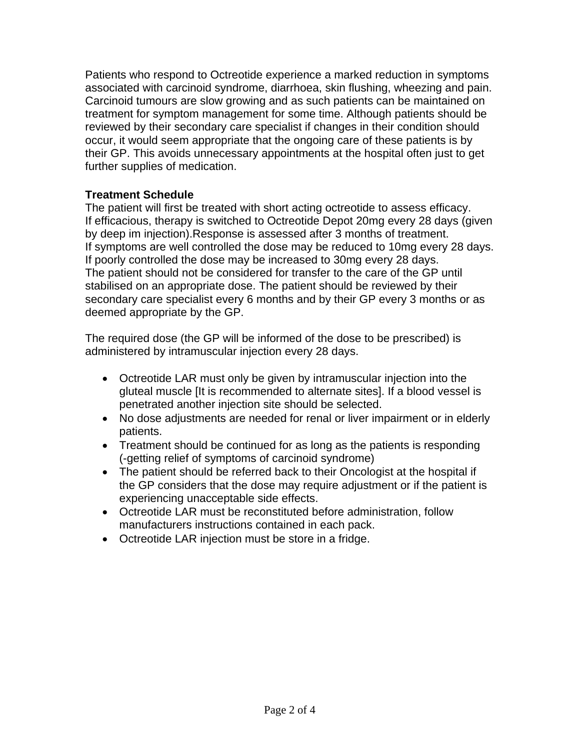Patients who respond to Octreotide experience a marked reduction in symptoms associated with carcinoid syndrome, diarrhoea, skin flushing, wheezing and pain. Carcinoid tumours are slow growing and as such patients can be maintained on treatment for symptom management for some time. Although patients should be reviewed by their secondary care specialist if changes in their condition should occur, it would seem appropriate that the ongoing care of these patients is by their GP. This avoids unnecessary appointments at the hospital often just to get further supplies of medication.

**Treatment Schedule**

The patient will first be treated with short acting octreotide to assess efficacy.
If efficacious, therapy is switched to Octreotide Depot 20mg every 28 days (given by deep im injection).Response is assessed after 3 months of treatment.
If symptoms are well controlled the dose may be reduced to 10mg every 28 days.
If poorly controlled the dose may be increased to 30mg every 28 days.
The patient should not be considered for transfer to the care of the GP until stabilised on an appropriate dose. The patient should be reviewed by their secondary care specialist every 6 months and by their GP every 3 months or as deemed appropriate by the GP.

The required dose (the GP will be informed of the dose to be prescribed) is administered by intramuscular injection every 28 days.

- Octreotide LAR must only be given by intramuscular injection into the gluteal muscle [It is recommended to alternate sites]. If a blood vessel is penetrated another injection site should be selected.
- No dose adjustments are needed for renal or liver impairment or in elderly patients.
- Treatment should be continued for as long as the patients is responding (-getting relief of symptoms of carcinoid syndrome)
- The patient should be referred back to their Oncologist at the hospital if the GP considers that the dose may require adjustment or if the patient is experiencing unacceptable side effects.
- Octreotide LAR must be reconstituted before administration, follow manufacturers instructions contained in each pack.
- Octreotide LAR injection must be store in a fridge.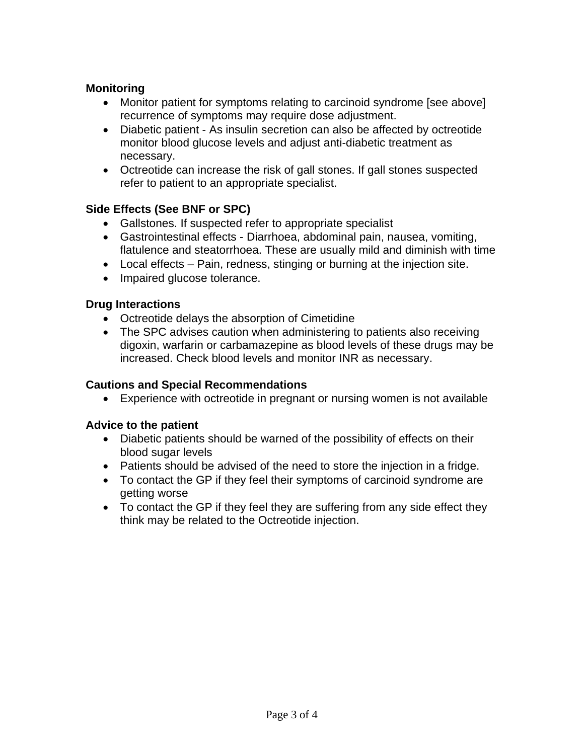**Monitoring**

- Monitor patient for symptoms relating to carcinoid syndrome [see above] recurrence of symptoms may require dose adjustment.
- Diabetic patient - As insulin secretion can also be affected by octreotide monitor blood glucose levels and adjust anti-diabetic treatment as necessary.
- Octreotide can increase the risk of gall stones. If gall stones suspected refer to patient to an appropriate specialist.

**Side Effects (See BNF or SPC)**

- Gallstones. If suspected refer to appropriate specialist
- Gastrointestinal effects - Diarrhoea, abdominal pain, nausea, vomiting, flatulence and steatorrhoea. These are usually mild and diminish with time
- Local effects – Pain, redness, stinging or burning at the injection site.
- Impaired glucose tolerance.

**Drug Interactions**

- Octreotide delays the absorption of Cimetidine
- The SPC advises caution when administering to patients also receiving digoxin, warfarin or carbamazepine as blood levels of these drugs may be increased. Check blood levels and monitor INR as necessary.

**Cautions and Special Recommendations**

- Experience with octreotide in pregnant or nursing women is not available

**Advice to the patient**

- Diabetic patients should be warned of the possibility of effects on their blood sugar levels
- Patients should be advised of the need to store the injection in a fridge.
- To contact the GP if they feel their symptoms of carcinoid syndrome are getting worse
- To contact the GP if they feel they are suffering from any side effect they think may be related to the Octreotide injection.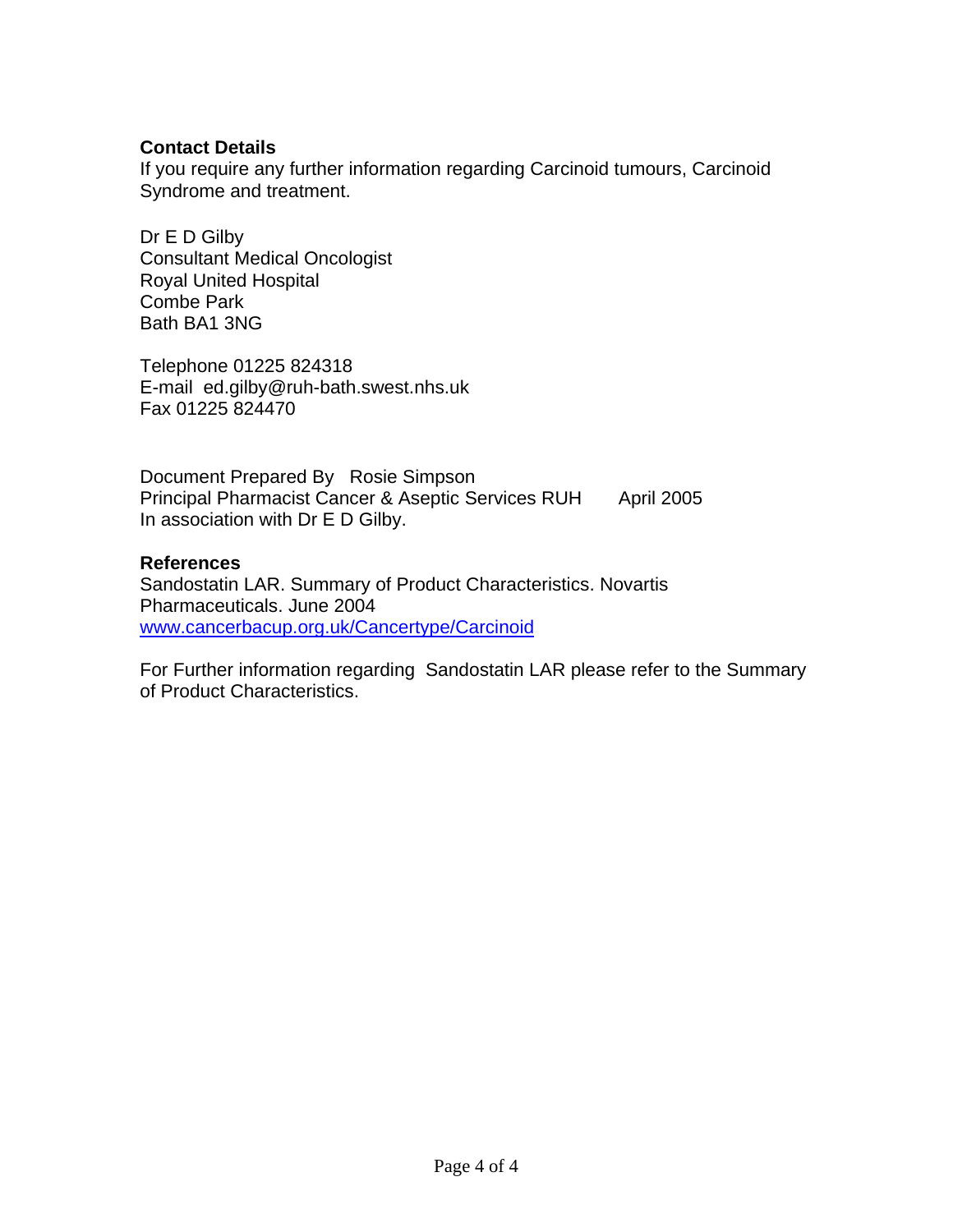**Contact Details**

If you require any further information regarding Carcinoid tumours, Carcinoid Syndrome and treatment.

Dr E D Gilby  
Consultant Medical Oncologist  
Royal United Hospital  
Combe Park  
Bath BA1 3NG

Telephone 01225 824318  
E-mail ed.gilby@ruh-bath.swest.nhs.uk  
Fax 01225 824470

Document Prepared By Rosie Simpson  
Principal Pharmacist Cancer & Aseptic Services RUH April 2005  
In association with Dr E D Gilby.

**References**

Sandostatin LAR. Summary of Product Characteristics. Novartis Pharmaceuticals. June 2004  
[www.cancerbacup.org.uk/Cancertype/Carcinoid](www.cancerbacup.org.uk/Cancertype/Carcinoid)

For Further information regarding Sandostatin LAR please refer to the Summary of Product Characteristics.